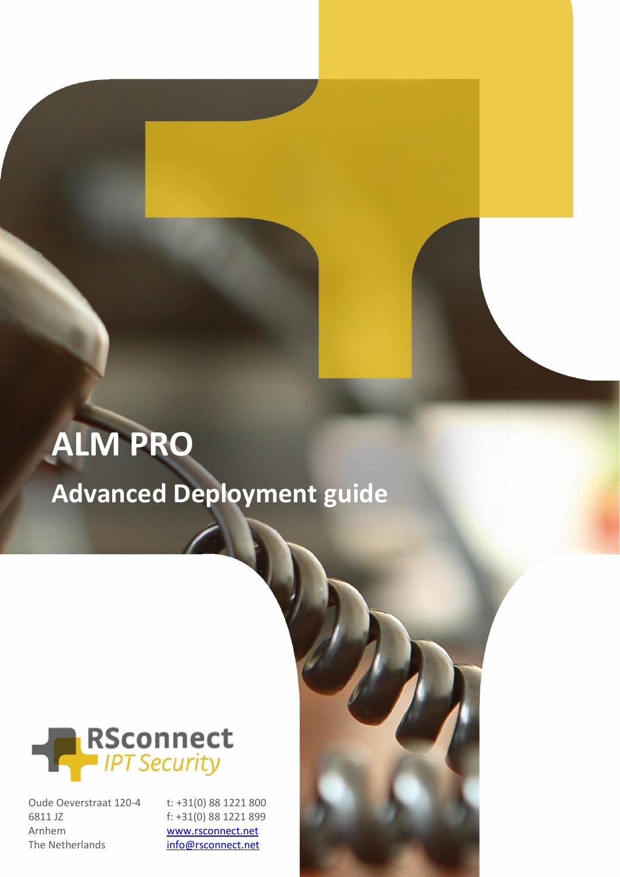# ALM PRO

## Advanced Deployment guide

RSconnect
*IPT Security*

Oude Oeverstraat 120-4
6811 JZ
Arnhem
The Netherlands

t: +31(0) 88 1221 800
f: +31(0) 88 1221 899
www.rsconnect.net
info@rsconnect.net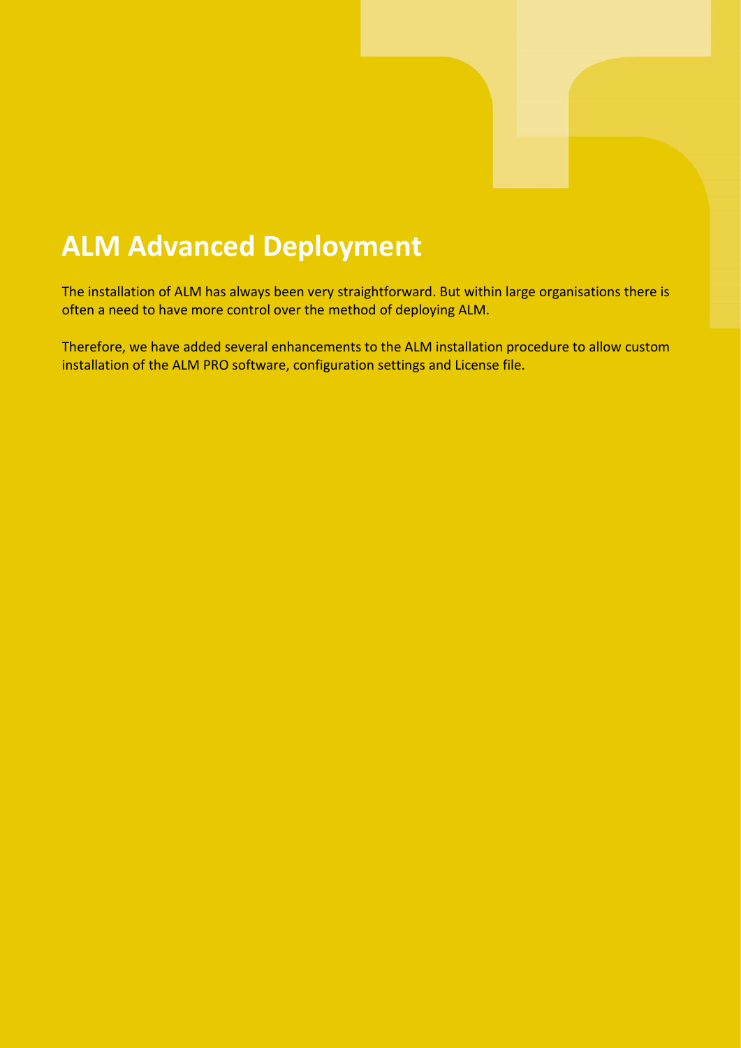# ALM Advanced Deployment

The installation of ALM has always been very straightforward. But within large organisations there is often a need to have more control over the method of deploying ALM.

Therefore, we have added several enhancements to the ALM installation procedure to allow custom installation of the ALM PRO software, configuration settings and License file.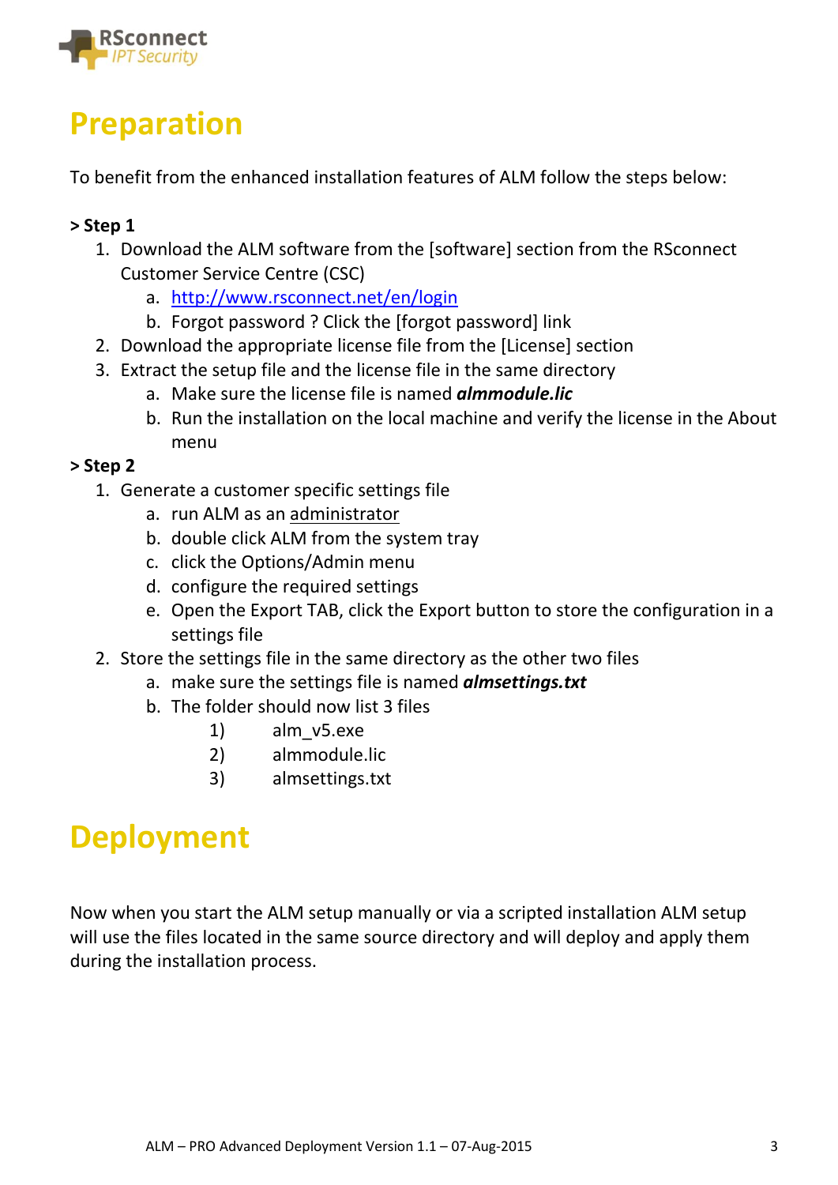# Preparation

To benefit from the enhanced installation features of ALM follow the steps below:

**> Step 1**

1. Download the ALM software from the [software] section from the RSconnect Customer Service Centre (CSC)
   a. [http://www.rsconnect.net/en/login](http://www.rsconnect.net/en/login)
   b. Forgot password ? Click the [forgot password] link
2. Download the appropriate license file from the [License] section
3. Extract the setup file and the license file in the same directory
   a. Make sure the license file is named ***almmodule.lic***
   b. Run the installation on the local machine and verify the license in the About menu

**> Step 2**

1. Generate a customer specific settings file
   a. run ALM as an administrator
   b. double click ALM from the system tray
   c. click the Options/Admin menu
   d. configure the required settings
   e. Open the Export TAB, click the Export button to store the configuration in a settings file
2. Store the settings file in the same directory as the other two files
   a. make sure the settings file is named ***almsettings.txt***
   b. The folder should now list 3 files
      1) alm_v5.exe
      2) almmodule.lic
      3) almsettings.txt

# Deployment

Now when you start the ALM setup manually or via a scripted installation ALM setup will use the files located in the same source directory and will deploy and apply them during the installation process.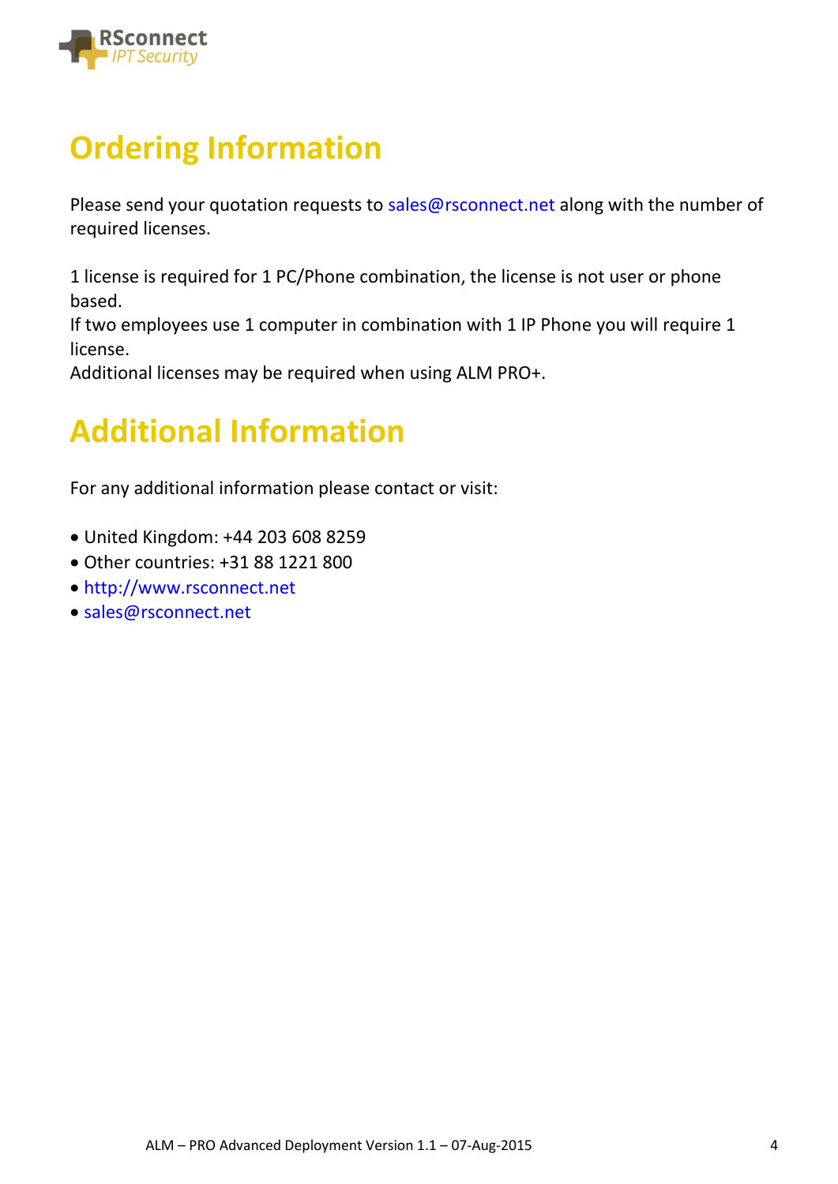# Ordering Information

Please send your quotation requests to sales@rsconnect.net along with the number of required licenses.

1 license is required for 1 PC/Phone combination, the license is not user or phone based.
If two employees use 1 computer in combination with 1 IP Phone you will require 1 license.
Additional licenses may be required when using ALM PRO+.

# Additional Information

For any additional information please contact or visit:

- United Kingdom: +44 203 608 8259
- Other countries: +31 88 1221 800
- http://www.rsconnect.net
- sales@rsconnect.net